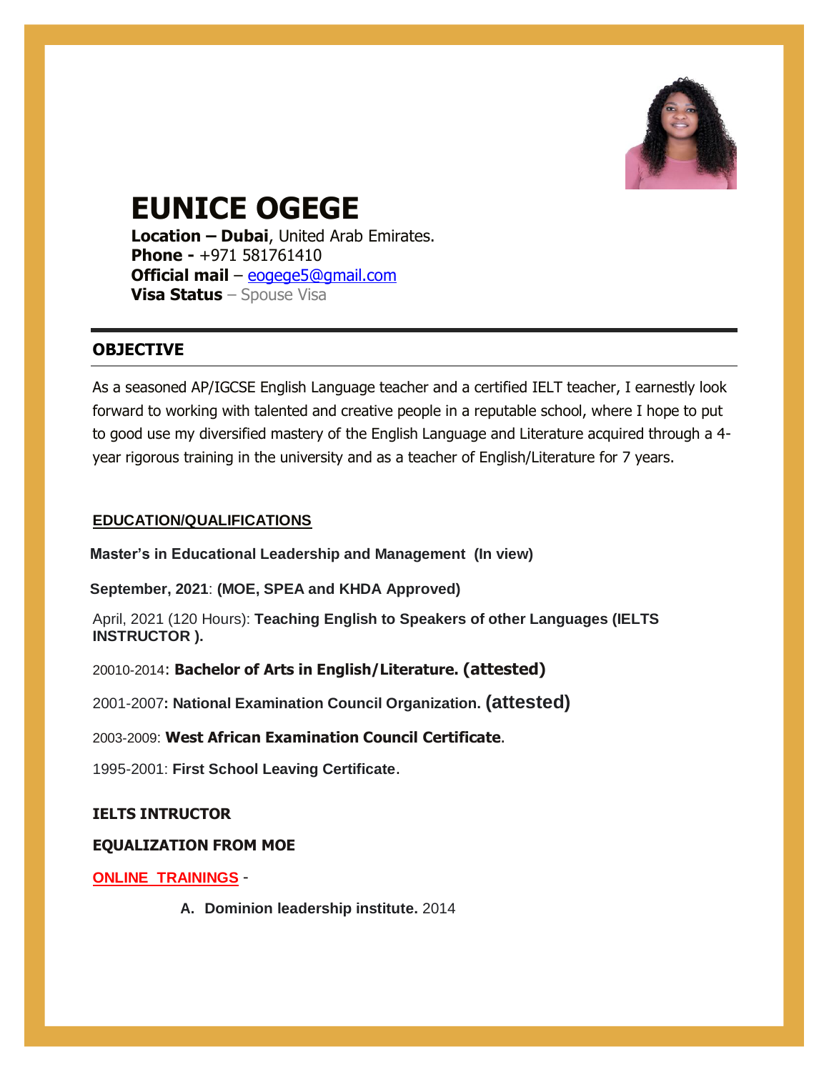# EUNICE OGEGE

**Location – Dubai**, United Arab Emirates.
**Phone -** +971 581761410
**Official mail** – eogege5@gmail.com
**Visa Status** – Spouse Visa

## OBJECTIVE

As a seasoned AP/IGCSE English Language teacher and a certified IELT teacher, I earnestly look forward to working with talented and creative people in a reputable school, where I hope to put to good use my diversified mastery of the English Language and Literature acquired through a 4-year rigorous training in the university and as a teacher of English/Literature for 7 years.

## EDUCATION/QUALIFICATIONS

**Master's in Educational Leadership and Management (In view)**

**September, 2021**: **(MOE, SPEA and KHDA Approved)**

April, 2021 (120 Hours): **Teaching English to Speakers of other Languages (IELTS INSTRUCTOR ).**

20010-2014: **Bachelor of Arts in English/Literature. (attested)**

2001-2007**: National Examination Council Organization. (attested)**

2003-2009: **West African Examination Council Certificate**.

1995-2001: **First School Leaving Certificate**.

**IELTS INTRUCTOR**

**EQUALIZATION FROM MOE**

**ONLINE TRAININGS** -

A. **Dominion leadership institute.** 2014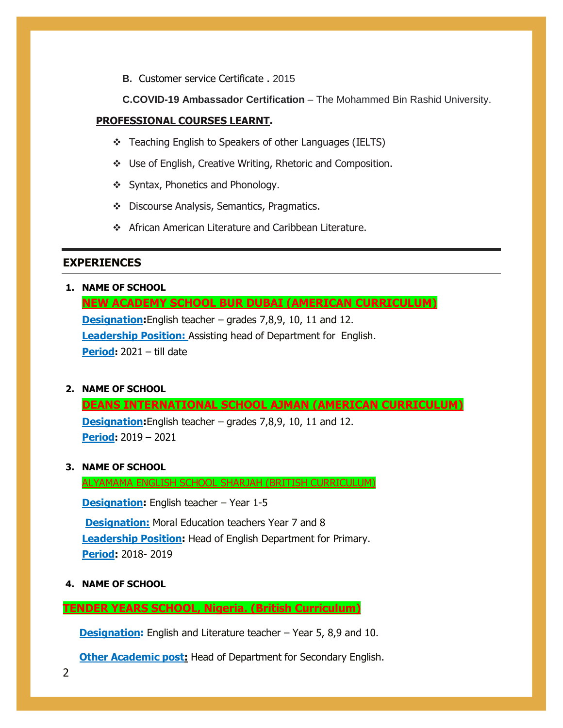**B.** Customer service Certificate **.** 2015

**C.COVID-19 Ambassador Certification** – The Mohammed Bin Rashid University.

**PROFESSIONAL COURSES LEARNT.**

- Teaching English to Speakers of other Languages (IELTS)
- Use of English, Creative Writing, Rhetoric and Composition.
- Syntax, Phonetics and Phonology.
- Discourse Analysis, Semantics, Pragmatics.
- African American Literature and Caribbean Literature.

## EXPERIENCES

1. **NAME OF SCHOOL**

   **NEW ACADEMY SCHOOL BUR DUBAI (AMERICAN CURRICULUM)**

   **Designation:** English teacher – grades 7,8,9, 10, 11 and 12.

   **Leadership Position:** Assisting head of Department for English.

   **Period:** 2021 – till date

2. **NAME OF SCHOOL**

   **DEANS INTERNATIONAL SCHOOL AJMAN (AMERICAN CURRICULUM)**

   **Designation:** English teacher – grades 7,8,9, 10, 11 and 12.

   **Period:** 2019 – 2021

3. **NAME OF SCHOOL**

   ALYAMAMA ENGLISH SCHOOL SHARJAH (BRITISH CURRICULUM)

   **Designation:** English teacher – Year 1-5

   **Designation:** Moral Education teachers Year 7 and 8

   **Leadership Position:** Head of English Department for Primary.

   **Period:** 2018- 2019

4. **NAME OF SCHOOL**

**TENDER YEARS SCHOOL, Nigeria. (British Curriculum)**

**Designation:** English and Literature teacher – Year 5, 8,9 and 10.

**Other Academic post:** Head of Department for Secondary English.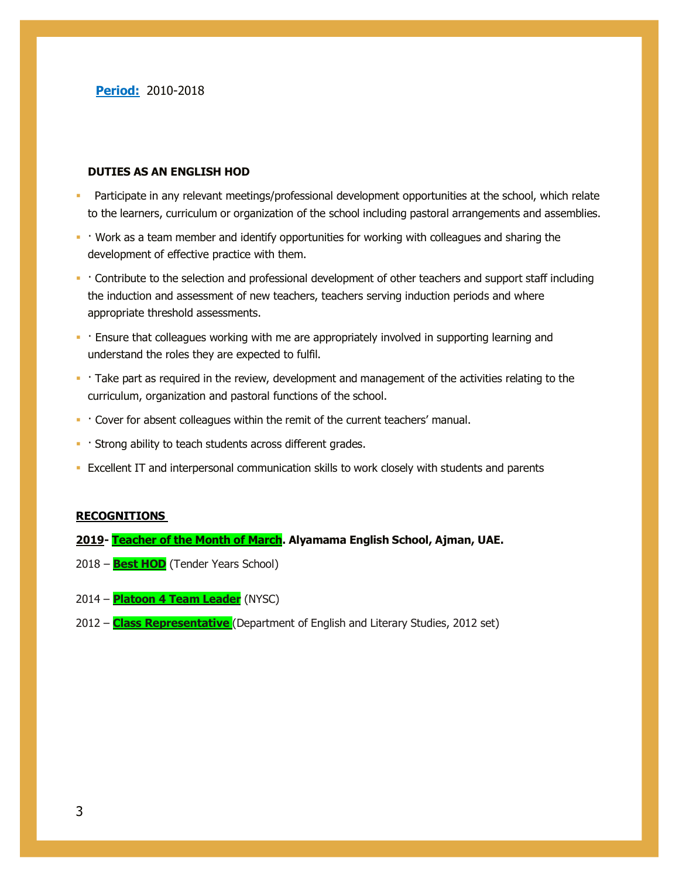**Period:** 2010-2018

**DUTIES AS AN ENGLISH HOD**

- Participate in any relevant meetings/professional development opportunities at the school, which relate to the learners, curriculum or organization of the school including pastoral arrangements and assemblies.
- · Work as a team member and identify opportunities for working with colleagues and sharing the development of effective practice with them.
- · Contribute to the selection and professional development of other teachers and support staff including the induction and assessment of new teachers, teachers serving induction periods and where appropriate threshold assessments.
- · Ensure that colleagues working with me are appropriately involved in supporting learning and understand the roles they are expected to fulfil.
- · Take part as required in the review, development and management of the activities relating to the curriculum, organization and pastoral functions of the school.
- · Cover for absent colleagues within the remit of the current teachers' manual.
- · Strong ability to teach students across different grades.
- Excellent IT and interpersonal communication skills to work closely with students and parents

**RECOGNITIONS**

**2019- Teacher of the Month of March. Alyamama English School, Ajman, UAE.**

2018 – **Best HOD** (Tender Years School)

2014 – **Platoon 4 Team Leader** (NYSC)

2012 – **Class Representative** (Department of English and Literary Studies, 2012 set)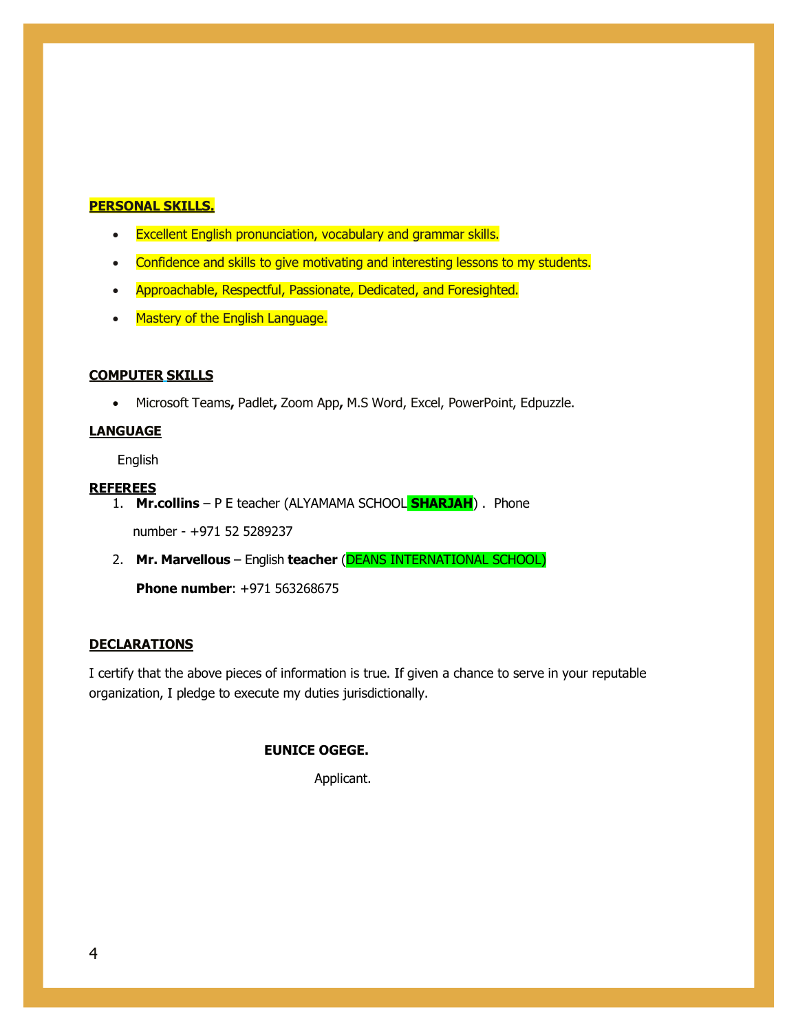**PERSONAL SKILLS.**

- Excellent English pronunciation, vocabulary and grammar skills.
- Confidence and skills to give motivating and interesting lessons to my students.
- Approachable, Respectful, Passionate, Dedicated, and Foresighted.
- Mastery of the English Language.

**COMPUTER SKILLS**

- Microsoft Teams**,** Padlet**,** Zoom App**,** M.S Word, Excel, PowerPoint, Edpuzzle.

**LANGUAGE**

English

**REFEREES**

1. **Mr.collins** – P E teacher (ALYAMAMA SCHOOL **SHARJAH**) . Phone number - +971 52 5289237
2. **Mr. Marvellous** – English **teacher** (DEANS INTERNATIONAL SCHOOL)

   **Phone number**: +971 563268675

**DECLARATIONS**

I certify that the above pieces of information is true. If given a chance to serve in your reputable organization, I pledge to execute my duties jurisdictionally.

**EUNICE OGEGE.**

Applicant.